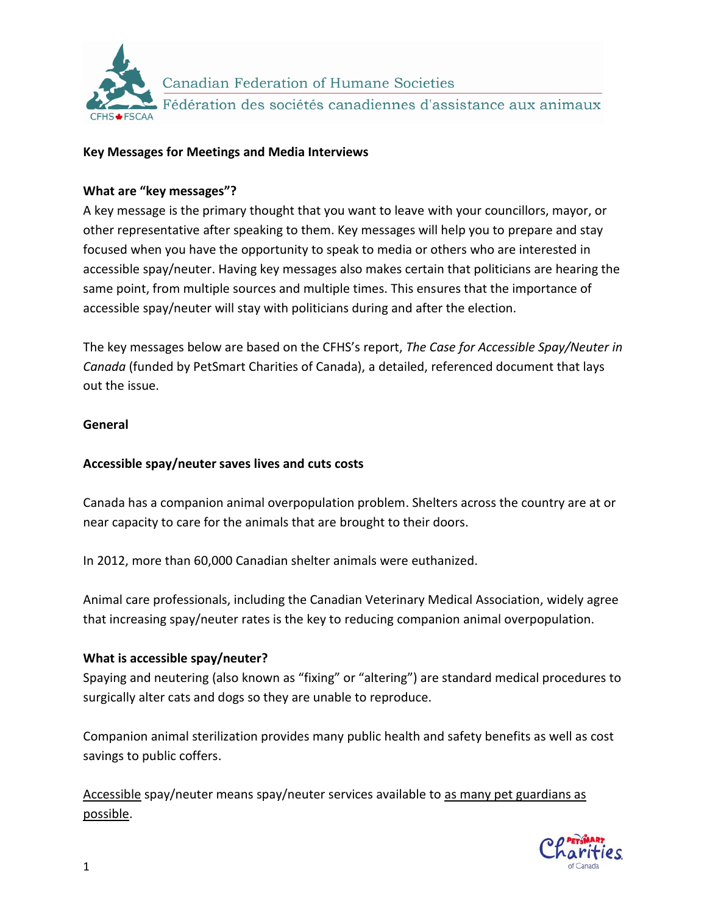Canadian Federation of Humane Societies
Fédération des sociétés canadiennes d'assistance aux animaux

**Key Messages for Meetings and Media Interviews**

**What are "key messages"?**

A key message is the primary thought that you want to leave with your councillors, mayor, or other representative after speaking to them. Key messages will help you to prepare and stay focused when you have the opportunity to speak to media or others who are interested in accessible spay/neuter. Having key messages also makes certain that politicians are hearing the same point, from multiple sources and multiple times. This ensures that the importance of accessible spay/neuter will stay with politicians during and after the election.

The key messages below are based on the CFHS's report, *The Case for Accessible Spay/Neuter in Canada* (funded by PetSmart Charities of Canada), a detailed, referenced document that lays out the issue.

**General**

**Accessible spay/neuter saves lives and cuts costs**

Canada has a companion animal overpopulation problem. Shelters across the country are at or near capacity to care for the animals that are brought to their doors.

In 2012, more than 60,000 Canadian shelter animals were euthanized.

Animal care professionals, including the Canadian Veterinary Medical Association, widely agree that increasing spay/neuter rates is the key to reducing companion animal overpopulation.

**What is accessible spay/neuter?**

Spaying and neutering (also known as "fixing" or "altering") are standard medical procedures to surgically alter cats and dogs so they are unable to reproduce.

Companion animal sterilization provides many public health and safety benefits as well as cost savings to public coffers.

Accessible spay/neuter means spay/neuter services available to as many pet guardians as possible.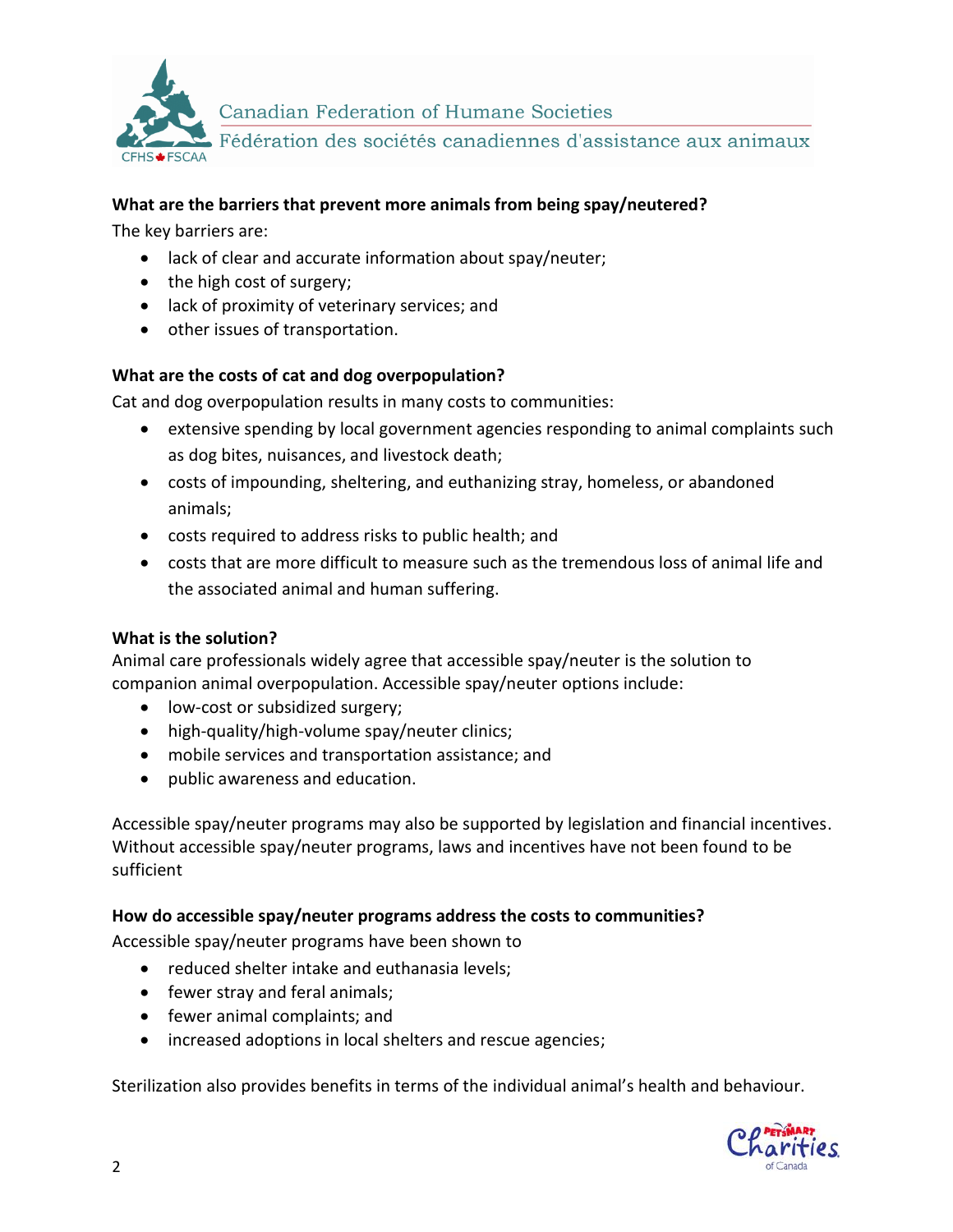**What are the barriers that prevent more animals from being spay/neutered?**

The key barriers are:

- lack of clear and accurate information about spay/neuter;
- the high cost of surgery;
- lack of proximity of veterinary services; and
- other issues of transportation.

**What are the costs of cat and dog overpopulation?**

Cat and dog overpopulation results in many costs to communities:

- extensive spending by local government agencies responding to animal complaints such as dog bites, nuisances, and livestock death;
- costs of impounding, sheltering, and euthanizing stray, homeless, or abandoned animals;
- costs required to address risks to public health; and
- costs that are more difficult to measure such as the tremendous loss of animal life and the associated animal and human suffering.

**What is the solution?**

Animal care professionals widely agree that accessible spay/neuter is the solution to companion animal overpopulation. Accessible spay/neuter options include:

- low-cost or subsidized surgery;
- high-quality/high-volume spay/neuter clinics;
- mobile services and transportation assistance; and
- public awareness and education.

Accessible spay/neuter programs may also be supported by legislation and financial incentives. Without accessible spay/neuter programs, laws and incentives have not been found to be sufficient

**How do accessible spay/neuter programs address the costs to communities?**

Accessible spay/neuter programs have been shown to

- reduced shelter intake and euthanasia levels;
- fewer stray and feral animals;
- fewer animal complaints; and
- increased adoptions in local shelters and rescue agencies;

Sterilization also provides benefits in terms of the individual animal's health and behaviour.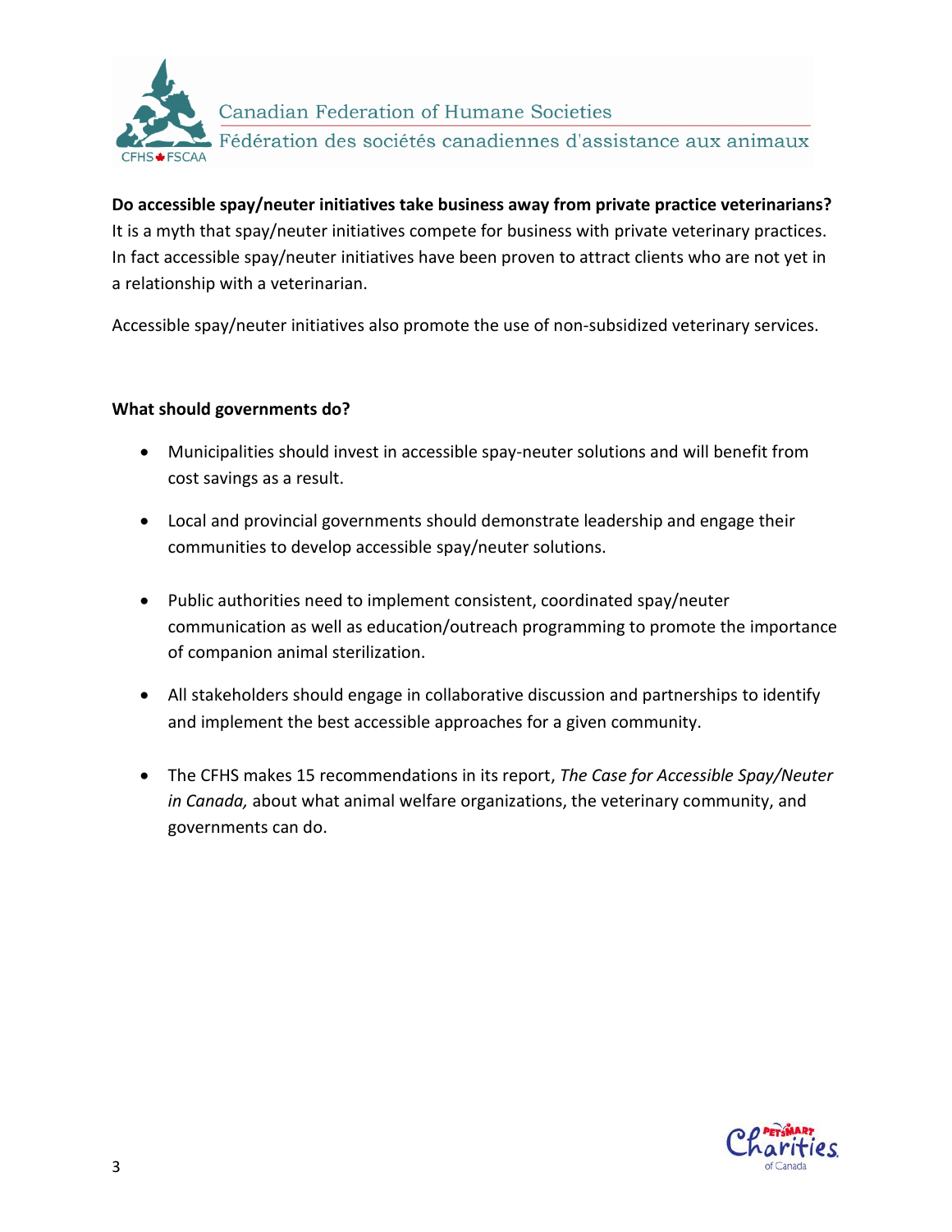**Do accessible spay/neuter initiatives take business away from private practice veterinarians?**

It is a myth that spay/neuter initiatives compete for business with private veterinary practices. In fact accessible spay/neuter initiatives have been proven to attract clients who are not yet in a relationship with a veterinarian.

Accessible spay/neuter initiatives also promote the use of non-subsidized veterinary services.

**What should governments do?**

- Municipalities should invest in accessible spay-neuter solutions and will benefit from cost savings as a result.
- Local and provincial governments should demonstrate leadership and engage their communities to develop accessible spay/neuter solutions.
- Public authorities need to implement consistent, coordinated spay/neuter communication as well as education/outreach programming to promote the importance of companion animal sterilization.
- All stakeholders should engage in collaborative discussion and partnerships to identify and implement the best accessible approaches for a given community.
- The CFHS makes 15 recommendations in its report, *The Case for Accessible Spay/Neuter in Canada,* about what animal welfare organizations, the veterinary community, and governments can do.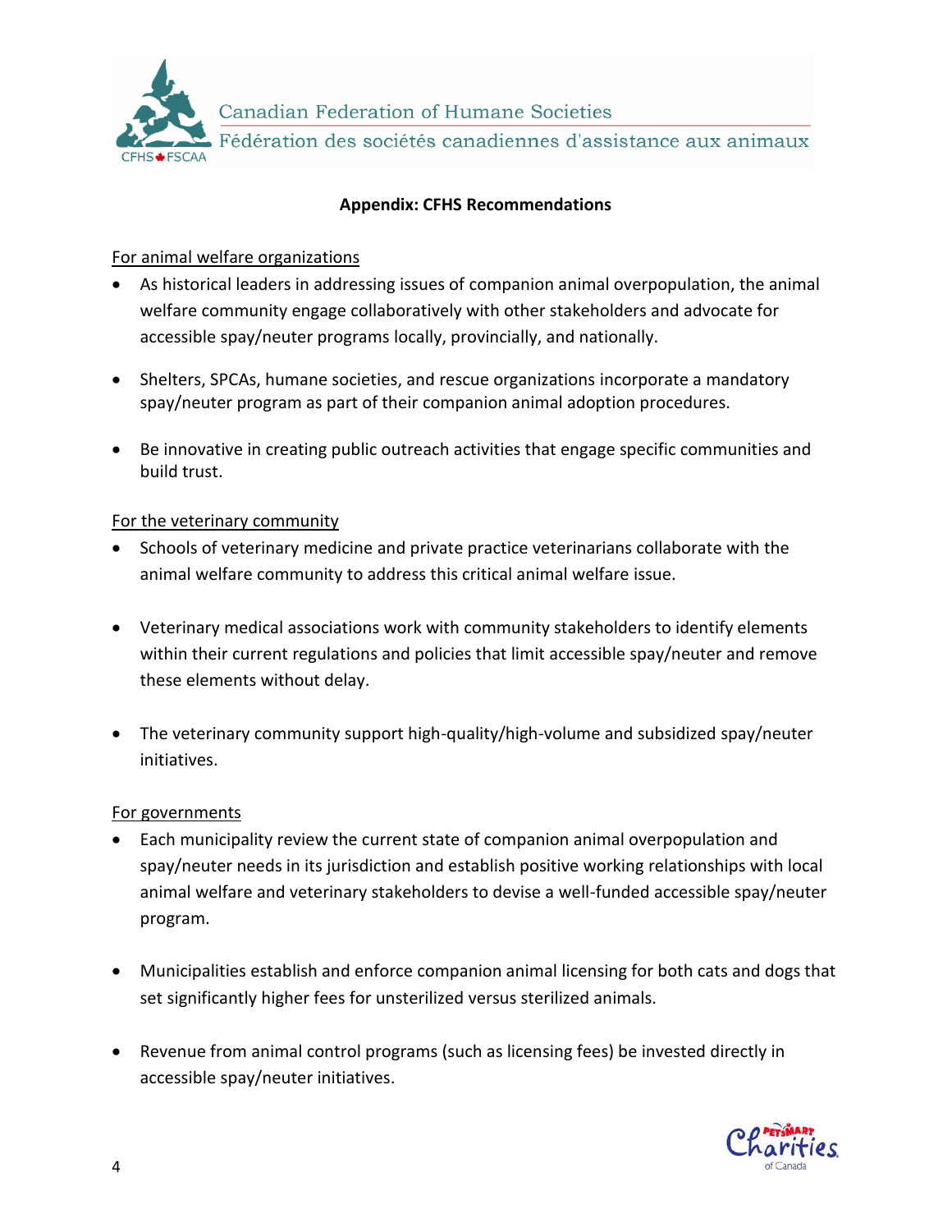## Appendix: CFHS Recommendations

For animal welfare organizations

- As historical leaders in addressing issues of companion animal overpopulation, the animal welfare community engage collaboratively with other stakeholders and advocate for accessible spay/neuter programs locally, provincially, and nationally.
- Shelters, SPCAs, humane societies, and rescue organizations incorporate a mandatory spay/neuter program as part of their companion animal adoption procedures.
- Be innovative in creating public outreach activities that engage specific communities and build trust.

For the veterinary community

- Schools of veterinary medicine and private practice veterinarians collaborate with the animal welfare community to address this critical animal welfare issue.
- Veterinary medical associations work with community stakeholders to identify elements within their current regulations and policies that limit accessible spay/neuter and remove these elements without delay.
- The veterinary community support high-quality/high-volume and subsidized spay/neuter initiatives.

For governments

- Each municipality review the current state of companion animal overpopulation and spay/neuter needs in its jurisdiction and establish positive working relationships with local animal welfare and veterinary stakeholders to devise a well-funded accessible spay/neuter program.
- Municipalities establish and enforce companion animal licensing for both cats and dogs that set significantly higher fees for unsterilized versus sterilized animals.
- Revenue from animal control programs (such as licensing fees) be invested directly in accessible spay/neuter initiatives.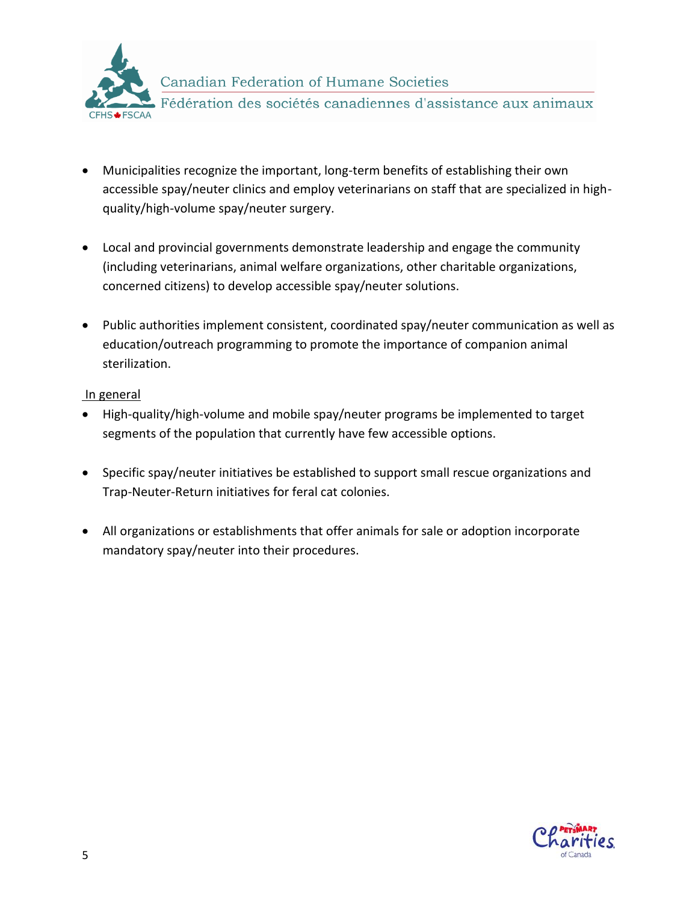- Municipalities recognize the important, long-term benefits of establishing their own accessible spay/neuter clinics and employ veterinarians on staff that are specialized in high-quality/high-volume spay/neuter surgery.

- Local and provincial governments demonstrate leadership and engage the community (including veterinarians, animal welfare organizations, other charitable organizations, concerned citizens) to develop accessible spay/neuter solutions.

- Public authorities implement consistent, coordinated spay/neuter communication as well as education/outreach programming to promote the importance of companion animal sterilization.

In general

- High-quality/high-volume and mobile spay/neuter programs be implemented to target segments of the population that currently have few accessible options.

- Specific spay/neuter initiatives be established to support small rescue organizations and Trap-Neuter-Return initiatives for feral cat colonies.

- All organizations or establishments that offer animals for sale or adoption incorporate mandatory spay/neuter into their procedures.